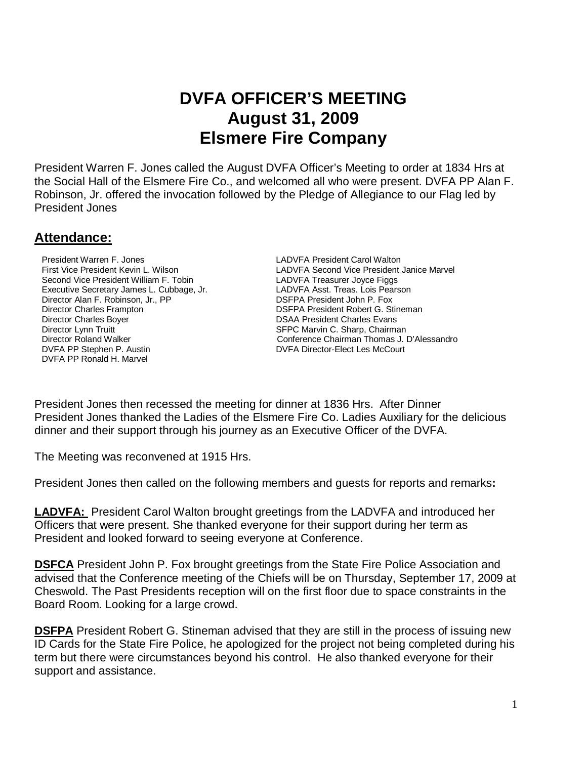# DVFA OFFICER'S MEETING
# August 31, 2009
# Elsmere Fire Company

President Warren F. Jones called the August DVFA Officer's Meeting to order at 1834 Hrs at the Social Hall of the Elsmere Fire Co., and welcomed all who were present. DVFA PP Alan F. Robinson, Jr. offered the invocation followed by the Pledge of Allegiance to our Flag led by President Jones

## Attendance:

President Warren F. Jones
First Vice President Kevin L. Wilson
Second Vice President William F. Tobin
Executive Secretary James L. Cubbage, Jr.
Director Alan F. Robinson, Jr., PP
Director Charles Frampton
Director Charles Boyer
Director Lynn Truitt
Director Roland Walker
DVFA PP Stephen P. Austin
DVFA PP Ronald H. Marvel

LADVFA President Carol Walton
LADVFA Second Vice President Janice Marvel
LADVFA Treasurer Joyce Figgs
LADVFA Asst. Treas. Lois Pearson
DSFPA President John P. Fox
DSFPA President Robert G. Stineman
DSAA President Charles Evans
SFPC Marvin C. Sharp, Chairman
Conference Chairman Thomas J. D'Alessandro
DVFA Director-Elect Les McCourt

President Jones then recessed the meeting for dinner at 1836 Hrs. After Dinner President Jones thanked the Ladies of the Elsmere Fire Co. Ladies Auxiliary for the delicious dinner and their support through his journey as an Executive Officer of the DVFA.

The Meeting was reconvened at 1915 Hrs.

President Jones then called on the following members and guests for reports and remarks**:**

**LADVFA:** President Carol Walton brought greetings from the LADVFA and introduced her Officers that were present. She thanked everyone for their support during her term as President and looked forward to seeing everyone at Conference.

**DSFCA** President John P. Fox brought greetings from the State Fire Police Association and advised that the Conference meeting of the Chiefs will be on Thursday, September 17, 2009 at Cheswold. The Past Presidents reception will on the first floor due to space constraints in the Board Room. Looking for a large crowd.

**DSFPA** President Robert G. Stineman advised that they are still in the process of issuing new ID Cards for the State Fire Police, he apologized for the project not being completed during his term but there were circumstances beyond his control. He also thanked everyone for their support and assistance.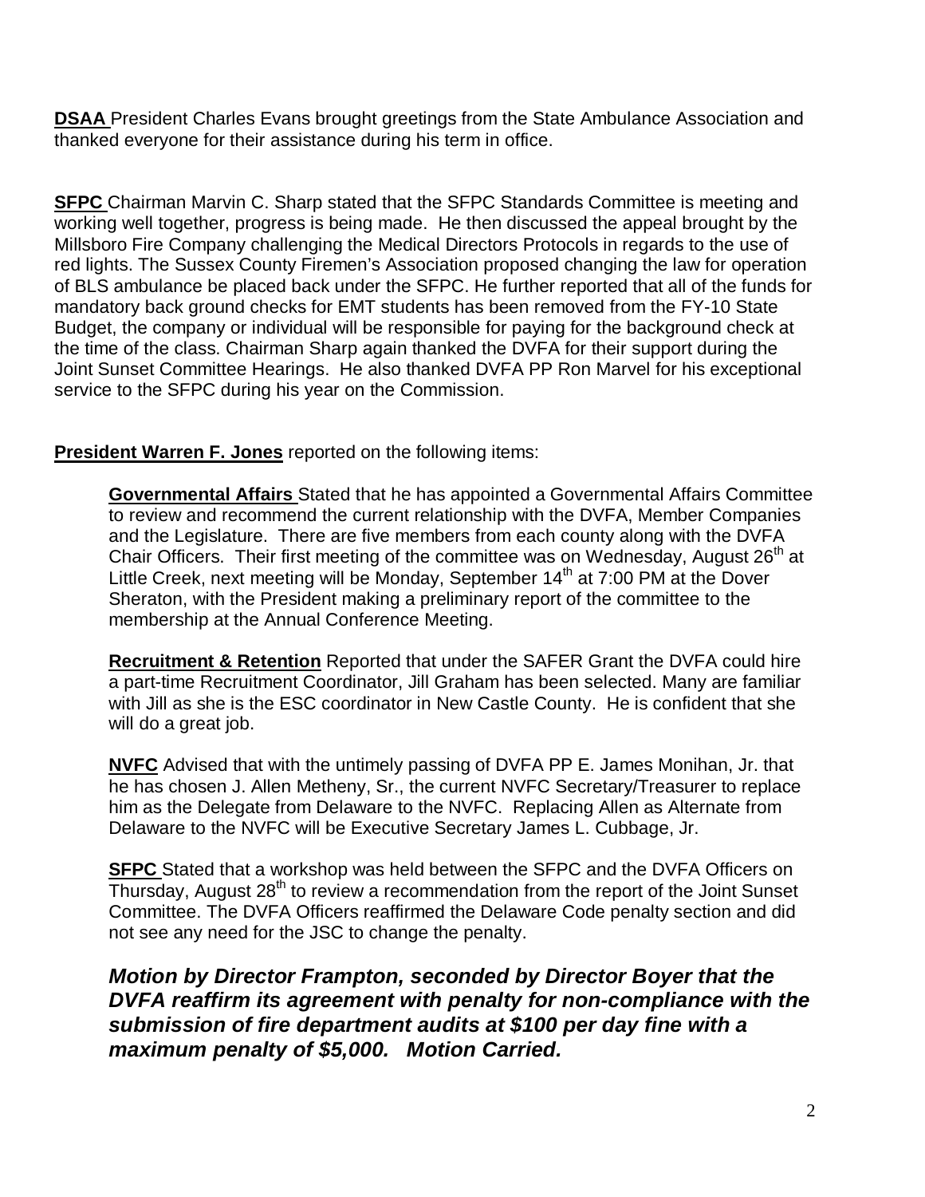**DSAA** President Charles Evans brought greetings from the State Ambulance Association and thanked everyone for their assistance during his term in office.

**SFPC** Chairman Marvin C. Sharp stated that the SFPC Standards Committee is meeting and working well together, progress is being made. He then discussed the appeal brought by the Millsboro Fire Company challenging the Medical Directors Protocols in regards to the use of red lights. The Sussex County Firemen's Association proposed changing the law for operation of BLS ambulance be placed back under the SFPC. He further reported that all of the funds for mandatory back ground checks for EMT students has been removed from the FY-10 State Budget, the company or individual will be responsible for paying for the background check at the time of the class. Chairman Sharp again thanked the DVFA for their support during the Joint Sunset Committee Hearings. He also thanked DVFA PP Ron Marvel for his exceptional service to the SFPC during his year on the Commission.

**President Warren F. Jones** reported on the following items:

> **Governmental Affairs** Stated that he has appointed a Governmental Affairs Committee to review and recommend the current relationship with the DVFA, Member Companies and the Legislature. There are five members from each county along with the DVFA Chair Officers. Their first meeting of the committee was on Wednesday, August 26th at Little Creek, next meeting will be Monday, September 14th at 7:00 PM at the Dover Sheraton, with the President making a preliminary report of the committee to the membership at the Annual Conference Meeting.
>
> **Recruitment & Retention** Reported that under the SAFER Grant the DVFA could hire a part-time Recruitment Coordinator, Jill Graham has been selected. Many are familiar with Jill as she is the ESC coordinator in New Castle County. He is confident that she will do a great job.
>
> **NVFC** Advised that with the untimely passing of DVFA PP E. James Monihan, Jr. that he has chosen J. Allen Metheny, Sr., the current NVFC Secretary/Treasurer to replace him as the Delegate from Delaware to the NVFC. Replacing Allen as Alternate from Delaware to the NVFC will be Executive Secretary James L. Cubbage, Jr.
>
> **SFPC** Stated that a workshop was held between the SFPC and the DVFA Officers on Thursday, August 28th to review a recommendation from the report of the Joint Sunset Committee. The DVFA Officers reaffirmed the Delaware Code penalty section and did not see any need for the JSC to change the penalty.

***Motion by Director Frampton, seconded by Director Boyer that the DVFA reaffirm its agreement with penalty for non-compliance with the submission of fire department audits at $100 per day fine with a maximum penalty of $5,000. Motion Carried.***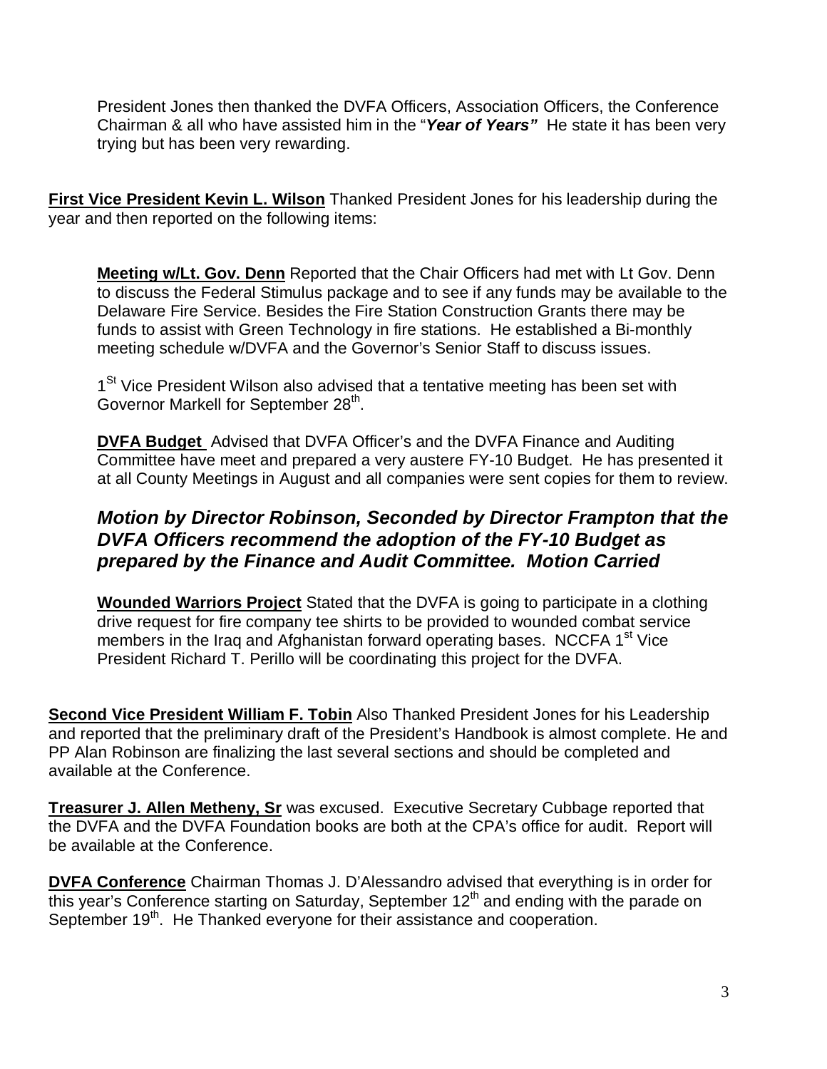President Jones then thanked the DVFA Officers, Association Officers, the Conference Chairman & all who have assisted him in the "***Year of Years"*** He state it has been very trying but has been very rewarding.

**First Vice President Kevin L. Wilson** Thanked President Jones for his leadership during the year and then reported on the following items:

**Meeting w/Lt. Gov. Denn** Reported that the Chair Officers had met with Lt Gov. Denn to discuss the Federal Stimulus package and to see if any funds may be available to the Delaware Fire Service. Besides the Fire Station Construction Grants there may be funds to assist with Green Technology in fire stations. He established a Bi-monthly meeting schedule w/DVFA and the Governor's Senior Staff to discuss issues.

1St Vice President Wilson also advised that a tentative meeting has been set with Governor Markell for September 28th.

**DVFA Budget** Advised that DVFA Officer's and the DVFA Finance and Auditing Committee have meet and prepared a very austere FY-10 Budget. He has presented it at all County Meetings in August and all companies were sent copies for them to review.

***Motion by Director Robinson, Seconded by Director Frampton that the DVFA Officers recommend the adoption of the FY-10 Budget as prepared by the Finance and Audit Committee. Motion Carried***

**Wounded Warriors Project** Stated that the DVFA is going to participate in a clothing drive request for fire company tee shirts to be provided to wounded combat service members in the Iraq and Afghanistan forward operating bases. NCCFA 1st Vice President Richard T. Perillo will be coordinating this project for the DVFA.

**Second Vice President William F. Tobin** Also Thanked President Jones for his Leadership and reported that the preliminary draft of the President's Handbook is almost complete. He and PP Alan Robinson are finalizing the last several sections and should be completed and available at the Conference.

**Treasurer J. Allen Metheny, Sr** was excused. Executive Secretary Cubbage reported that the DVFA and the DVFA Foundation books are both at the CPA's office for audit. Report will be available at the Conference.

**DVFA Conference** Chairman Thomas J. D'Alessandro advised that everything is in order for this year's Conference starting on Saturday, September 12th and ending with the parade on September 19th. He Thanked everyone for their assistance and cooperation.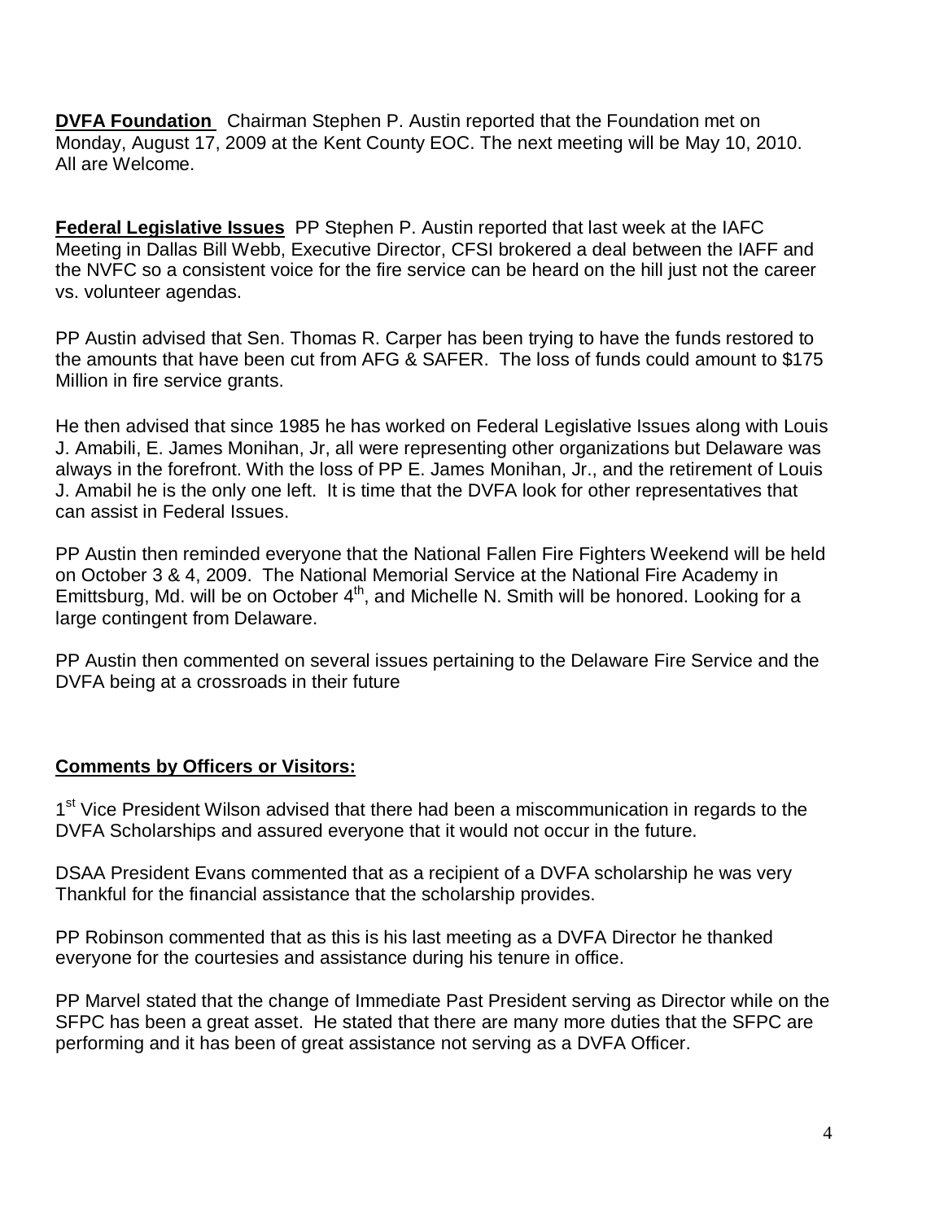**DVFA Foundation** Chairman Stephen P. Austin reported that the Foundation met on Monday, August 17, 2009 at the Kent County EOC. The next meeting will be May 10, 2010. All are Welcome.

**Federal Legislative Issues** PP Stephen P. Austin reported that last week at the IAFC Meeting in Dallas Bill Webb, Executive Director, CFSI brokered a deal between the IAFF and the NVFC so a consistent voice for the fire service can be heard on the hill just not the career vs. volunteer agendas.

PP Austin advised that Sen. Thomas R. Carper has been trying to have the funds restored to the amounts that have been cut from AFG & SAFER. The loss of funds could amount to $175 Million in fire service grants.

He then advised that since 1985 he has worked on Federal Legislative Issues along with Louis J. Amabili, E. James Monihan, Jr, all were representing other organizations but Delaware was always in the forefront. With the loss of PP E. James Monihan, Jr., and the retirement of Louis J. Amabil he is the only one left. It is time that the DVFA look for other representatives that can assist in Federal Issues.

PP Austin then reminded everyone that the National Fallen Fire Fighters Weekend will be held on October 3 & 4, 2009. The National Memorial Service at the National Fire Academy in Emittsburg, Md. will be on October 4th, and Michelle N. Smith will be honored. Looking for a large contingent from Delaware.

PP Austin then commented on several issues pertaining to the Delaware Fire Service and the DVFA being at a crossroads in their future

**Comments by Officers or Visitors:**

1st Vice President Wilson advised that there had been a miscommunication in regards to the DVFA Scholarships and assured everyone that it would not occur in the future.

DSAA President Evans commented that as a recipient of a DVFA scholarship he was very Thankful for the financial assistance that the scholarship provides.

PP Robinson commented that as this is his last meeting as a DVFA Director he thanked everyone for the courtesies and assistance during his tenure in office.

PP Marvel stated that the change of Immediate Past President serving as Director while on the SFPC has been a great asset. He stated that there are many more duties that the SFPC are performing and it has been of great assistance not serving as a DVFA Officer.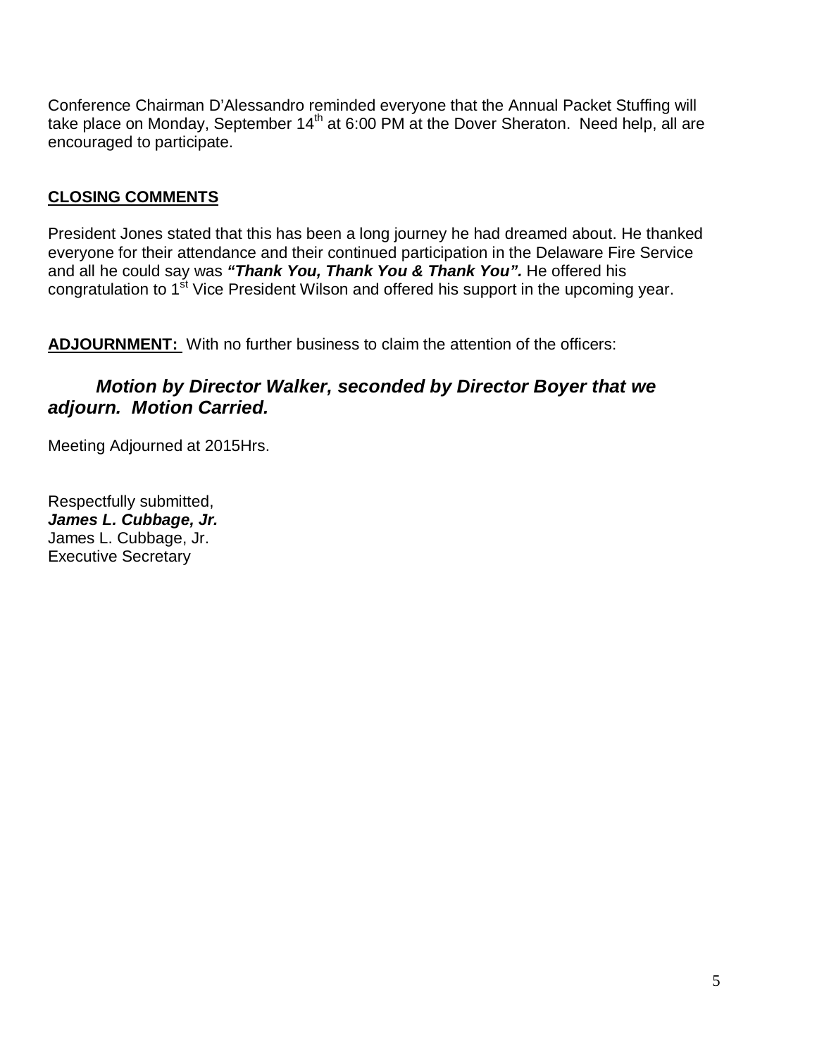Conference Chairman D'Alessandro reminded everyone that the Annual Packet Stuffing will take place on Monday, September 14th at 6:00 PM at the Dover Sheraton. Need help, all are encouraged to participate.

## CLOSING COMMENTS

President Jones stated that this has been a long journey he had dreamed about. He thanked everyone for their attendance and their continued participation in the Delaware Fire Service and all he could say was ***"Thank You, Thank You & Thank You".*** He offered his congratulation to 1st Vice President Wilson and offered his support in the upcoming year.

**ADJOURNMENT:** With no further business to claim the attention of the officers:

***Motion by Director Walker, seconded by Director Boyer that we adjourn. Motion Carried.***

Meeting Adjourned at 2015Hrs.

Respectfully submitted,
***James L. Cubbage, Jr.***
James L. Cubbage, Jr.
Executive Secretary